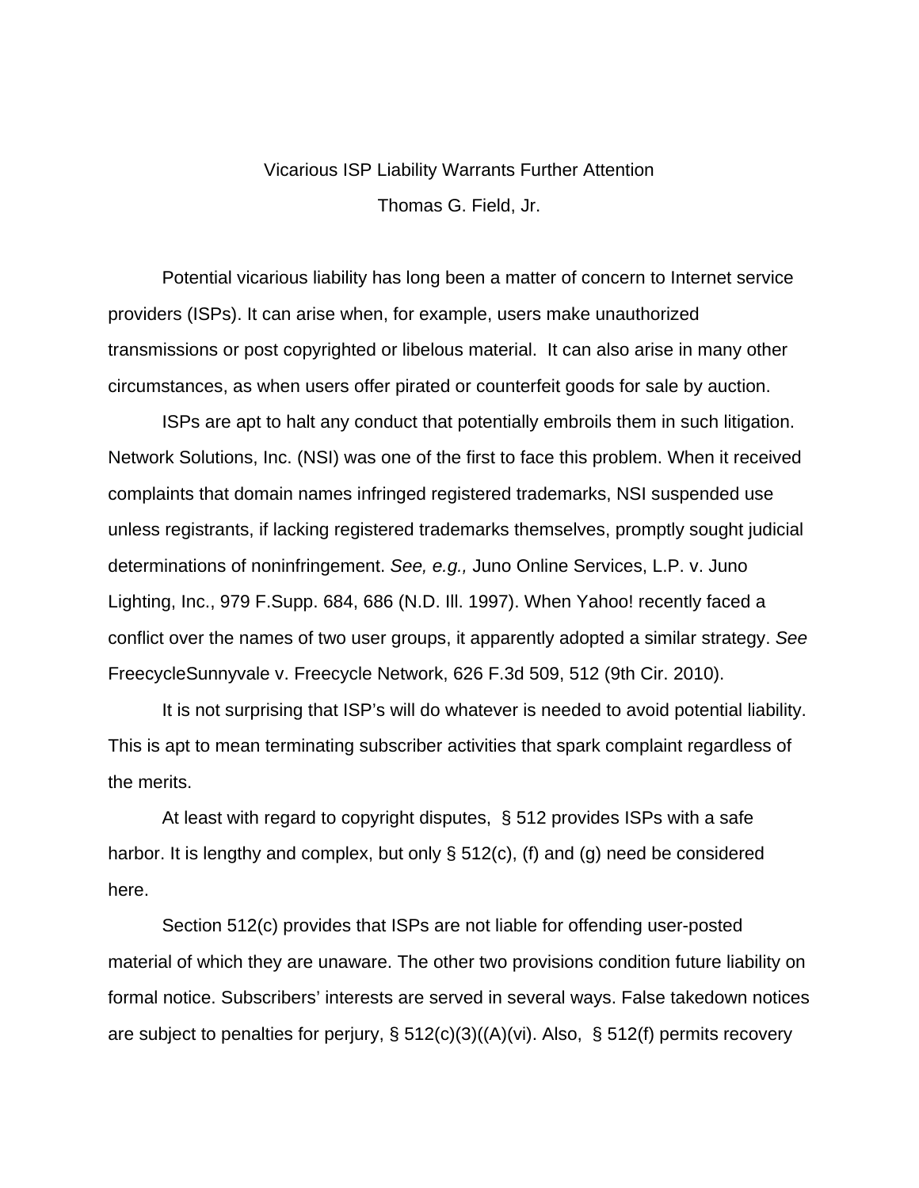# Vicarious ISP Liability Warrants Further Attention

Thomas G. Field, Jr.

Potential vicarious liability has long been a matter of concern to Internet service providers (ISPs). It can arise when, for example, users make unauthorized transmissions or post copyrighted or libelous material. It can also arise in many other circumstances, as when users offer pirated or counterfeit goods for sale by auction.

ISPs are apt to halt any conduct that potentially embroils them in such litigation. Network Solutions, Inc. (NSI) was one of the first to face this problem. When it received complaints that domain names infringed registered trademarks, NSI suspended use unless registrants, if lacking registered trademarks themselves, promptly sought judicial determinations of noninfringement. *See, e.g.,* Juno Online Services, L.P. v. Juno Lighting, Inc., 979 F.Supp. 684, 686 (N.D. Ill. 1997). When Yahoo! recently faced a conflict over the names of two user groups, it apparently adopted a similar strategy. *See* FreecycleSunnyvale v. Freecycle Network, 626 F.3d 509, 512 (9th Cir. 2010).

It is not surprising that ISP's will do whatever is needed to avoid potential liability. This is apt to mean terminating subscriber activities that spark complaint regardless of the merits.

At least with regard to copyright disputes, § 512 provides ISPs with a safe harbor. It is lengthy and complex, but only § 512(c), (f) and (g) need be considered here.

Section 512(c) provides that ISPs are not liable for offending user-posted material of which they are unaware. The other two provisions condition future liability on formal notice. Subscribers' interests are served in several ways. False takedown notices are subject to penalties for perjury, § 512(c)(3)((A)(vi). Also, § 512(f) permits recovery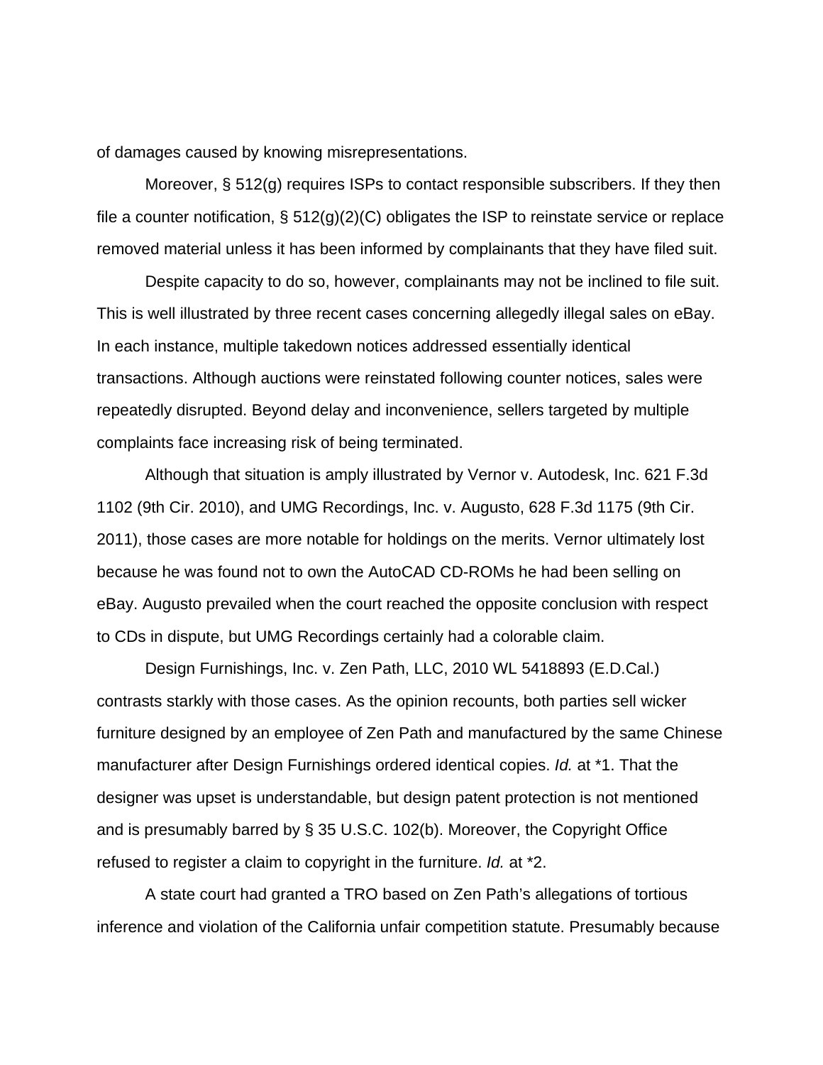of damages caused by knowing misrepresentations.

Moreover, § 512(g) requires ISPs to contact responsible subscribers. If they then file a counter notification, § 512(g)(2)(C) obligates the ISP to reinstate service or replace removed material unless it has been informed by complainants that they have filed suit.

Despite capacity to do so, however, complainants may not be inclined to file suit. This is well illustrated by three recent cases concerning allegedly illegal sales on eBay. In each instance, multiple takedown notices addressed essentially identical transactions. Although auctions were reinstated following counter notices, sales were repeatedly disrupted. Beyond delay and inconvenience, sellers targeted by multiple complaints face increasing risk of being terminated.

Although that situation is amply illustrated by Vernor v. Autodesk, Inc. 621 F.3d 1102 (9th Cir. 2010), and UMG Recordings, Inc. v. Augusto, 628 F.3d 1175 (9th Cir. 2011), those cases are more notable for holdings on the merits. Vernor ultimately lost because he was found not to own the AutoCAD CD-ROMs he had been selling on eBay. Augusto prevailed when the court reached the opposite conclusion with respect to CDs in dispute, but UMG Recordings certainly had a colorable claim.

Design Furnishings, Inc. v. Zen Path, LLC, 2010 WL 5418893 (E.D.Cal.) contrasts starkly with those cases. As the opinion recounts, both parties sell wicker furniture designed by an employee of Zen Path and manufactured by the same Chinese manufacturer after Design Furnishings ordered identical copies. *Id.* at *1. That the designer was upset is understandable, but design patent protection is not mentioned and is presumably barred by § 35 U.S.C. 102(b). Moreover, the Copyright Office refused to register a claim to copyright in the furniture. *Id.* at *2.

A state court had granted a TRO based on Zen Path's allegations of tortious inference and violation of the California unfair competition statute. Presumably because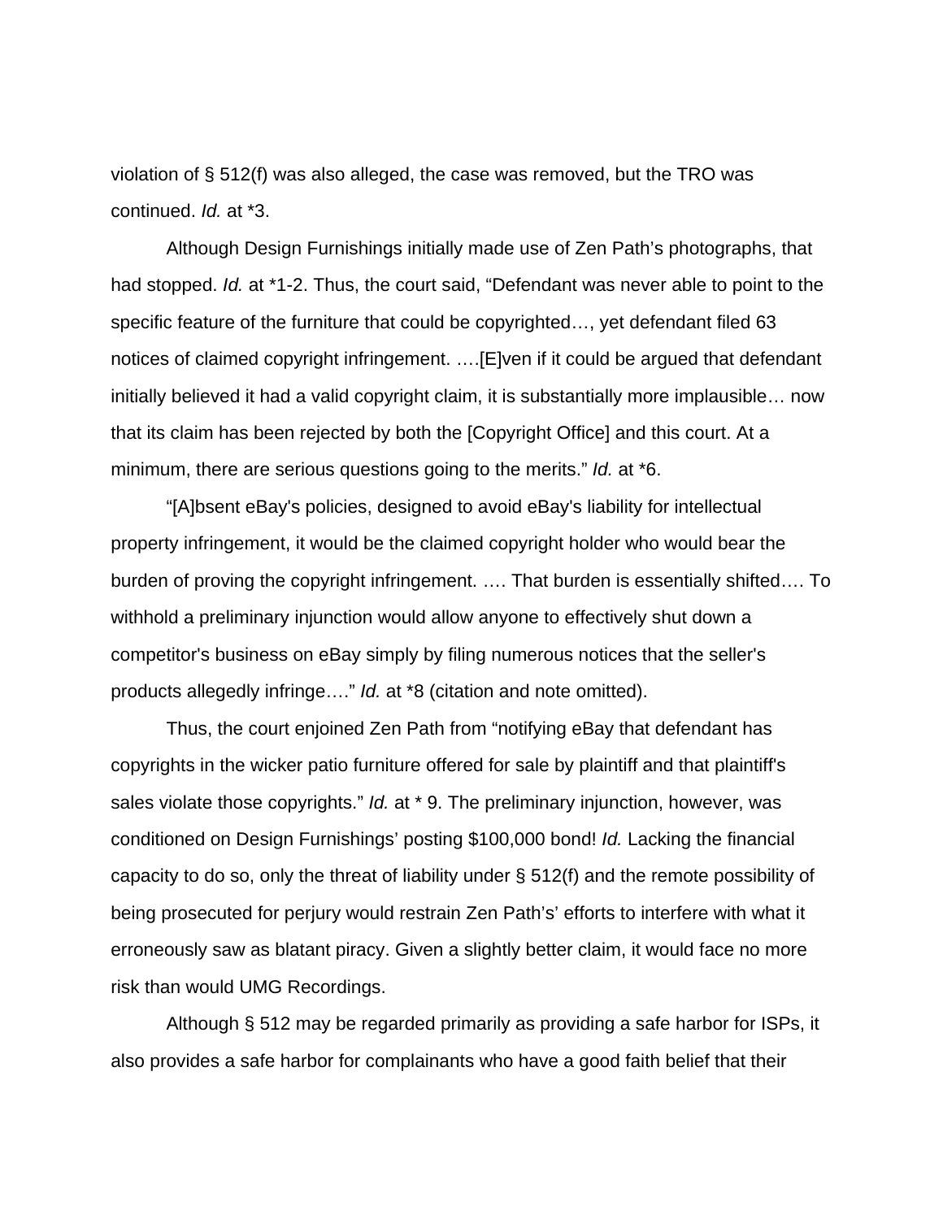violation of § 512(f) was also alleged, the case was removed, but the TRO was continued. *Id.* at *3.

Although Design Furnishings initially made use of Zen Path's photographs, that had stopped. *Id.* at *1-2. Thus, the court said, "Defendant was never able to point to the specific feature of the furniture that could be copyrighted…, yet defendant filed 63 notices of claimed copyright infringement. ….[E]ven if it could be argued that defendant initially believed it had a valid copyright claim, it is substantially more implausible… now that its claim has been rejected by both the [Copyright Office] and this court. At a minimum, there are serious questions going to the merits." *Id.* at *6.

"[A]bsent eBay's policies, designed to avoid eBay's liability for intellectual property infringement, it would be the claimed copyright holder who would bear the burden of proving the copyright infringement. …. That burden is essentially shifted…. To withhold a preliminary injunction would allow anyone to effectively shut down a competitor's business on eBay simply by filing numerous notices that the seller's products allegedly infringe…." *Id.* at *8 (citation and note omitted).

Thus, the court enjoined Zen Path from "notifying eBay that defendant has copyrights in the wicker patio furniture offered for sale by plaintiff and that plaintiff's sales violate those copyrights." *Id.* at * 9. The preliminary injunction, however, was conditioned on Design Furnishings' posting $100,000 bond! *Id.* Lacking the financial capacity to do so, only the threat of liability under § 512(f) and the remote possibility of being prosecuted for perjury would restrain Zen Path's' efforts to interfere with what it erroneously saw as blatant piracy. Given a slightly better claim, it would face no more risk than would UMG Recordings.

Although § 512 may be regarded primarily as providing a safe harbor for ISPs, it also provides a safe harbor for complainants who have a good faith belief that their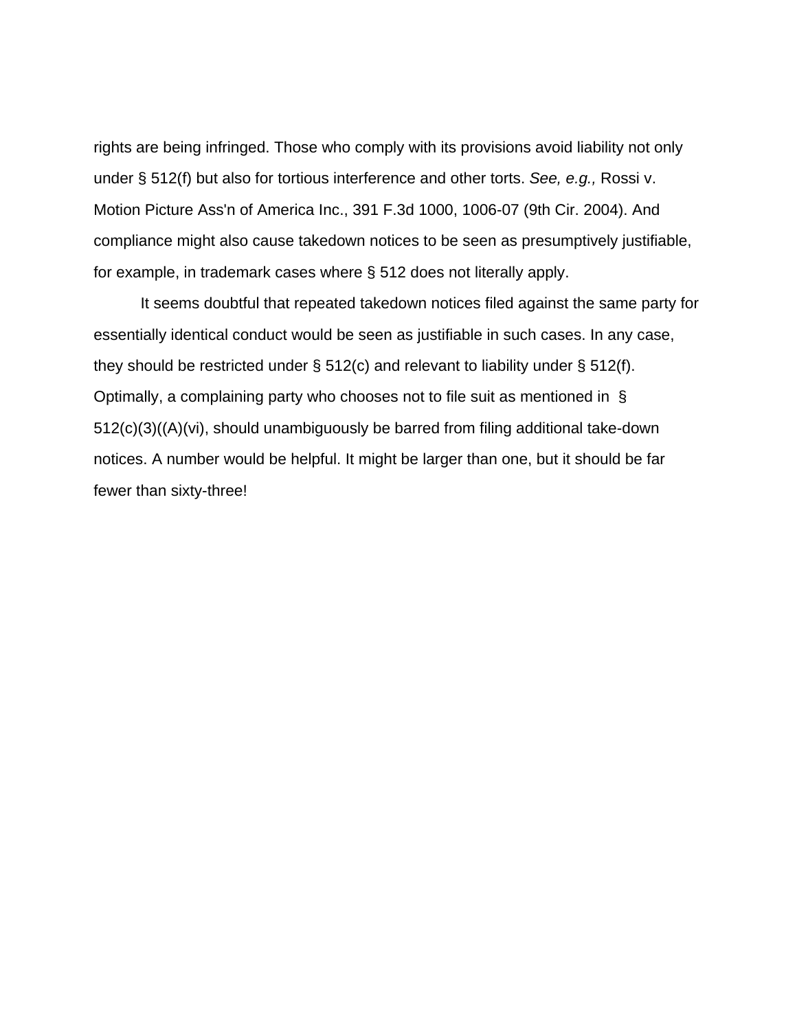rights are being infringed. Those who comply with its provisions avoid liability not only under § 512(f) but also for tortious interference and other torts. *See, e.g.,* Rossi v. Motion Picture Ass'n of America Inc., 391 F.3d 1000, 1006-07 (9th Cir. 2004). And compliance might also cause takedown notices to be seen as presumptively justifiable, for example, in trademark cases where § 512 does not literally apply.

It seems doubtful that repeated takedown notices filed against the same party for essentially identical conduct would be seen as justifiable in such cases. In any case, they should be restricted under § 512(c) and relevant to liability under § 512(f). Optimally, a complaining party who chooses not to file suit as mentioned in § 512(c)(3)((A)(vi), should unambiguously be barred from filing additional take-down notices. A number would be helpful. It might be larger than one, but it should be far fewer than sixty-three!